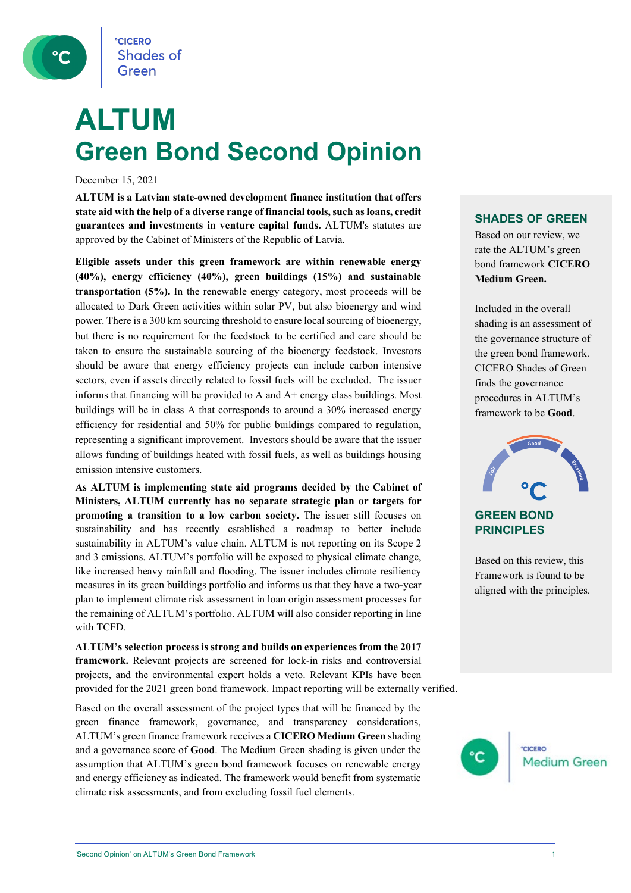# ALTUM
# Green Bond Second Opinion

December 15, 2021

**ALTUM is a Latvian state-owned development finance institution that offers state aid with the help of a diverse range of financial tools, such as loans, credit guarantees and investments in venture capital funds.** ALTUM's statutes are approved by the Cabinet of Ministers of the Republic of Latvia.

**Eligible assets under this green framework are within renewable energy (40%), energy efficiency (40%), green buildings (15%) and sustainable transportation (5%).** In the renewable energy category, most proceeds will be allocated to Dark Green activities within solar PV, but also bioenergy and wind power. There is a 300 km sourcing threshold to ensure local sourcing of bioenergy, but there is no requirement for the feedstock to be certified and care should be taken to ensure the sustainable sourcing of the bioenergy feedstock. Investors should be aware that energy efficiency projects can include carbon intensive sectors, even if assets directly related to fossil fuels will be excluded. The issuer informs that financing will be provided to A and A+ energy class buildings. Most buildings will be in class A that corresponds to around a 30% increased energy efficiency for residential and 50% for public buildings compared to regulation, representing a significant improvement. Investors should be aware that the issuer allows funding of buildings heated with fossil fuels, as well as buildings housing emission intensive customers.

**As ALTUM is implementing state aid programs decided by the Cabinet of Ministers, ALTUM currently has no separate strategic plan or targets for promoting a transition to a low carbon society.** The issuer still focuses on sustainability and has recently established a roadmap to better include sustainability in ALTUM's value chain. ALTUM is not reporting on its Scope 2 and 3 emissions. ALTUM's portfolio will be exposed to physical climate change, like increased heavy rainfall and flooding. The issuer includes climate resiliency measures in its green buildings portfolio and informs us that they have a two-year plan to implement climate risk assessment in loan origin assessment processes for the remaining of ALTUM's portfolio. ALTUM will also consider reporting in line with TCFD.

**ALTUM's selection process is strong and builds on experiences from the 2017 framework.** Relevant projects are screened for lock-in risks and controversial projects, and the environmental expert holds a veto. Relevant KPIs have been provided for the 2021 green bond framework. Impact reporting will be externally verified.

Based on the overall assessment of the project types that will be financed by the green finance framework, governance, and transparency considerations, ALTUM's green finance framework receives a **CICERO Medium Green** shading and a governance score of **Good**. The Medium Green shading is given under the assumption that ALTUM's green bond framework focuses on renewable energy and energy efficiency as indicated. The framework would benefit from systematic climate risk assessments, and from excluding fossil fuel elements.

## SHADES OF GREEN

Based on our review, we rate the ALTUM's green bond framework **CICERO Medium Green.**

Included in the overall shading is an assessment of the governance structure of the green bond framework. CICERO Shades of Green finds the governance procedures in ALTUM's framework to be **Good**.

## GREEN BOND PRINCIPLES

Based on this review, this Framework is found to be aligned with the principles.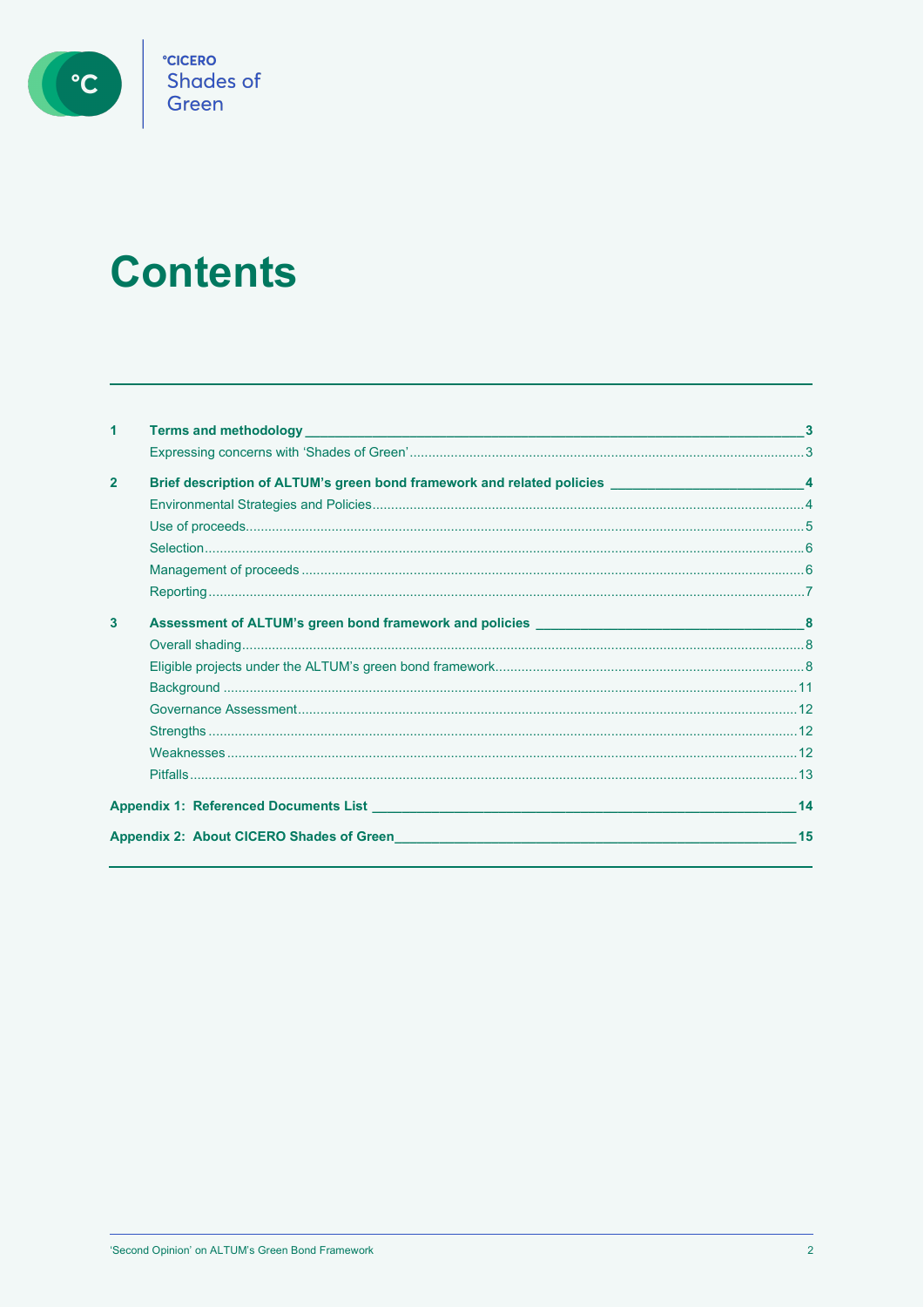# Contents

| | | |
|---|---|---|
| **1** | **Terms and methodology** | **3** |
| | Expressing concerns with 'Shades of Green' | 3 |
| **2** | **Brief description of ALTUM's green bond framework and related policies** | **4** |
| | Environmental Strategies and Policies | 4 |
| | Use of proceeds | 5 |
| | Selection | 6 |
| | Management of proceeds | 6 |
| | Reporting | 7 |
| **3** | **Assessment of ALTUM's green bond framework and policies** | **8** |
| | Overall shading | 8 |
| | Eligible projects under the ALTUM's green bond framework | 8 |
| | Background | 11 |
| | Governance Assessment | 12 |
| | Strengths | 12 |
| | Weaknesses | 12 |
| | Pitfalls | 13 |
| **Appendix 1:** | **Referenced Documents List** | **14** |
| **Appendix 2:** | **About CICERO Shades of Green** | **15** |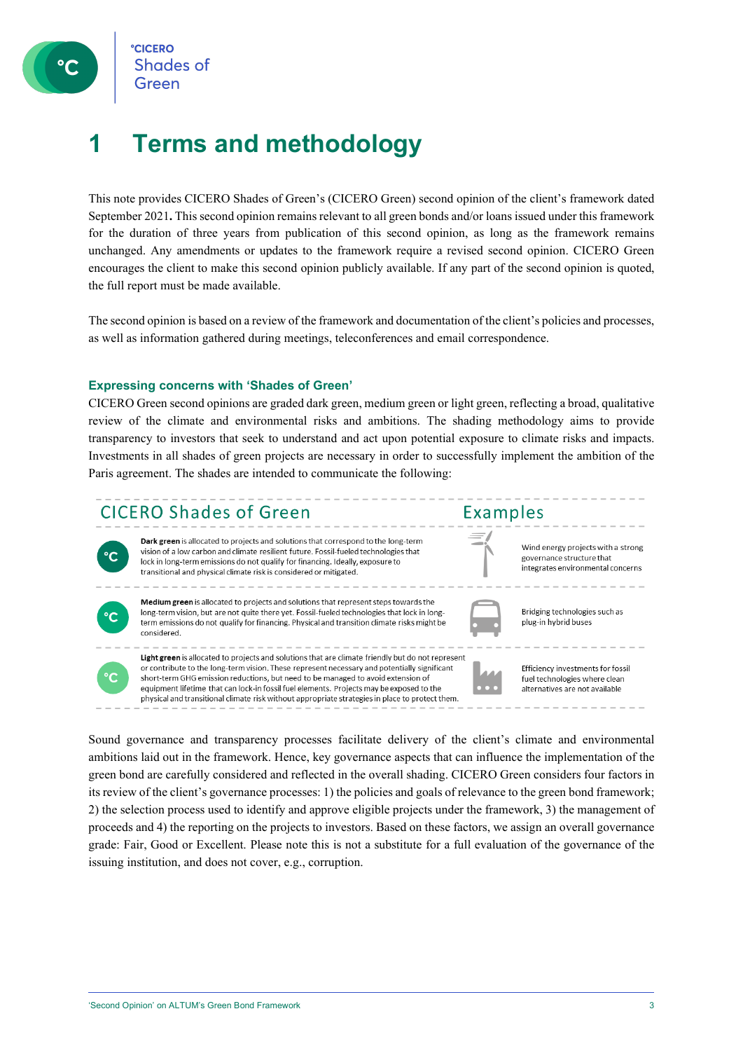# 1 Terms and methodology

This note provides CICERO Shades of Green's (CICERO Green) second opinion of the client's framework dated September 2021**.** This second opinion remains relevant to all green bonds and/or loans issued under this framework for the duration of three years from publication of this second opinion, as long as the framework remains unchanged. Any amendments or updates to the framework require a revised second opinion. CICERO Green encourages the client to make this second opinion publicly available. If any part of the second opinion is quoted, the full report must be made available.

The second opinion is based on a review of the framework and documentation of the client's policies and processes, as well as information gathered during meetings, teleconferences and email correspondence.

### Expressing concerns with 'Shades of Green'

CICERO Green second opinions are graded dark green, medium green or light green, reflecting a broad, qualitative review of the climate and environmental risks and ambitions. The shading methodology aims to provide transparency to investors that seek to understand and act upon potential exposure to climate risks and impacts. Investments in all shades of green projects are necessary in order to successfully implement the ambition of the Paris agreement. The shades are intended to communicate the following:

| CICERO Shades of Green | Examples |
|---|---|
| **Dark green** is allocated to projects and solutions that correspond to the long-term vision of a low carbon and climate resilient future. Fossil-fueled technologies that lock in long-term emissions do not qualify for financing. Ideally, exposure to transitional and physical climate risk is considered or mitigated. | Wind energy projects with a strong governance structure that integrates environmental concerns |
| **Medium green** is allocated to projects and solutions that represent steps towards the long-term vision, but are not quite there yet. Fossil-fueled technologies that lock in long-term emissions do not qualify for financing. Physical and transition climate risks might be considered. | Bridging technologies such as plug-in hybrid buses |
| **Light green** is allocated to projects and solutions that are climate friendly but do not represent or contribute to the long-term vision. These represent necessary and potentially significant short-term GHG emission reductions, but need to be managed to avoid extension of equipment lifetime that can lock-in fossil fuel elements. Projects may be exposed to the physical and transitional climate risk without appropriate strategies in place to protect them. | Efficiency investments for fossil fuel technologies where clean alternatives are not available |

Sound governance and transparency processes facilitate delivery of the client's climate and environmental ambitions laid out in the framework. Hence, key governance aspects that can influence the implementation of the green bond are carefully considered and reflected in the overall shading. CICERO Green considers four factors in its review of the client's governance processes: 1) the policies and goals of relevance to the green bond framework; 2) the selection process used to identify and approve eligible projects under the framework, 3) the management of proceeds and 4) the reporting on the projects to investors. Based on these factors, we assign an overall governance grade: Fair, Good or Excellent. Please note this is not a substitute for a full evaluation of the governance of the issuing institution, and does not cover, e.g., corruption.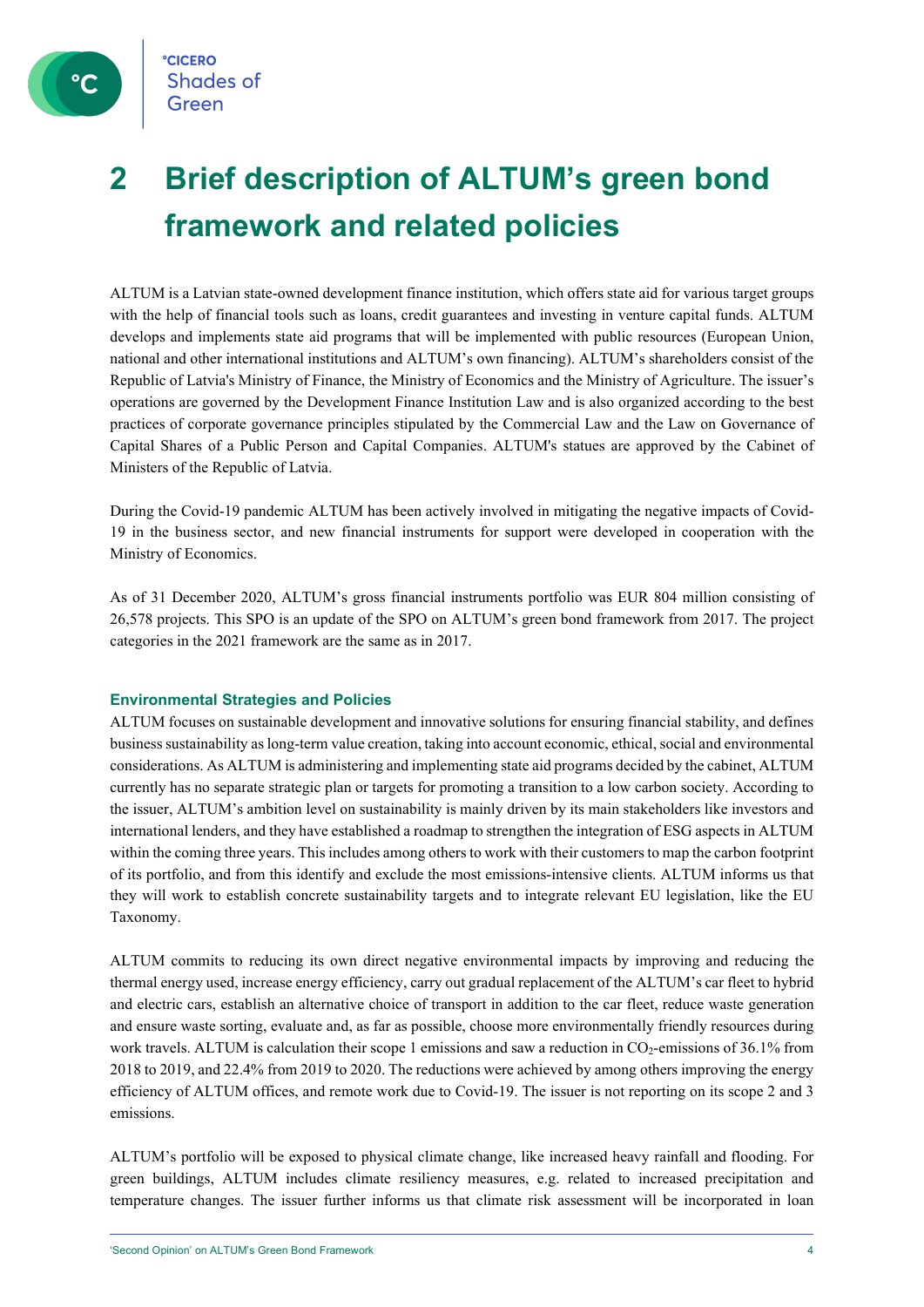# 2 Brief description of ALTUM's green bond framework and related policies

ALTUM is a Latvian state-owned development finance institution, which offers state aid for various target groups with the help of financial tools such as loans, credit guarantees and investing in venture capital funds. ALTUM develops and implements state aid programs that will be implemented with public resources (European Union, national and other international institutions and ALTUM's own financing). ALTUM's shareholders consist of the Republic of Latvia's Ministry of Finance, the Ministry of Economics and the Ministry of Agriculture. The issuer's operations are governed by the Development Finance Institution Law and is also organized according to the best practices of corporate governance principles stipulated by the Commercial Law and the Law on Governance of Capital Shares of a Public Person and Capital Companies. ALTUM's statues are approved by the Cabinet of Ministers of the Republic of Latvia.

During the Covid-19 pandemic ALTUM has been actively involved in mitigating the negative impacts of Covid-19 in the business sector, and new financial instruments for support were developed in cooperation with the Ministry of Economics.

As of 31 December 2020, ALTUM's gross financial instruments portfolio was EUR 804 million consisting of 26,578 projects. This SPO is an update of the SPO on ALTUM's green bond framework from 2017. The project categories in the 2021 framework are the same as in 2017.

### Environmental Strategies and Policies

ALTUM focuses on sustainable development and innovative solutions for ensuring financial stability, and defines business sustainability as long-term value creation, taking into account economic, ethical, social and environmental considerations. As ALTUM is administering and implementing state aid programs decided by the cabinet, ALTUM currently has no separate strategic plan or targets for promoting a transition to a low carbon society. According to the issuer, ALTUM's ambition level on sustainability is mainly driven by its main stakeholders like investors and international lenders, and they have established a roadmap to strengthen the integration of ESG aspects in ALTUM within the coming three years. This includes among others to work with their customers to map the carbon footprint of its portfolio, and from this identify and exclude the most emissions-intensive clients. ALTUM informs us that they will work to establish concrete sustainability targets and to integrate relevant EU legislation, like the EU Taxonomy.

ALTUM commits to reducing its own direct negative environmental impacts by improving and reducing the thermal energy used, increase energy efficiency, carry out gradual replacement of the ALTUM's car fleet to hybrid and electric cars, establish an alternative choice of transport in addition to the car fleet, reduce waste generation and ensure waste sorting, evaluate and, as far as possible, choose more environmentally friendly resources during work travels. ALTUM is calculation their scope 1 emissions and saw a reduction in $CO_2$-emissions of 36.1% from 2018 to 2019, and 22.4% from 2019 to 2020. The reductions were achieved by among others improving the energy efficiency of ALTUM offices, and remote work due to Covid-19. The issuer is not reporting on its scope 2 and 3 emissions.

ALTUM's portfolio will be exposed to physical climate change, like increased heavy rainfall and flooding. For green buildings, ALTUM includes climate resiliency measures, e.g. related to increased precipitation and temperature changes. The issuer further informs us that climate risk assessment will be incorporated in loan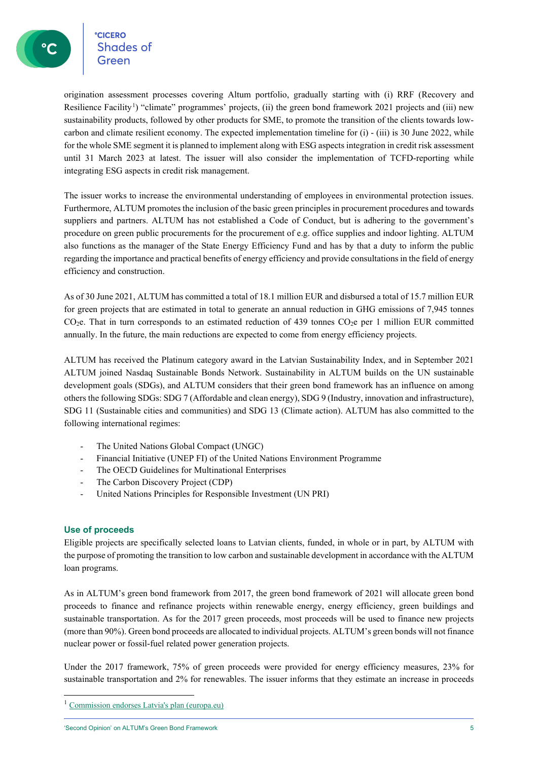origination assessment processes covering Altum portfolio, gradually starting with (i) RRF (Recovery and Resilience Facility[1]) "climate" programmes' projects, (ii) the green bond framework 2021 projects and (iii) new sustainability products, followed by other products for SME, to promote the transition of the clients towards low-carbon and climate resilient economy. The expected implementation timeline for (i) - (iii) is 30 June 2022, while for the whole SME segment it is planned to implement along with ESG aspects integration in credit risk assessment until 31 March 2023 at latest. The issuer will also consider the implementation of TCFD-reporting while integrating ESG aspects in credit risk management.

The issuer works to increase the environmental understanding of employees in environmental protection issues. Furthermore, ALTUM promotes the inclusion of the basic green principles in procurement procedures and towards suppliers and partners. ALTUM has not established a Code of Conduct, but is adhering to the government's procedure on green public procurements for the procurement of e.g. office supplies and indoor lighting. ALTUM also functions as the manager of the State Energy Efficiency Fund and has by that a duty to inform the public regarding the importance and practical benefits of energy efficiency and provide consultations in the field of energy efficiency and construction.

As of 30 June 2021, ALTUM has committed a total of 18.1 million EUR and disbursed a total of 15.7 million EUR for green projects that are estimated in total to generate an annual reduction in GHG emissions of 7,945 tonnes $CO_2e$. That in turn corresponds to an estimated reduction of 439 tonnes $CO_2e$ per 1 million EUR committed annually. In the future, the main reductions are expected to come from energy efficiency projects.

ALTUM has received the Platinum category award in the Latvian Sustainability Index, and in September 2021 ALTUM joined Nasdaq Sustainable Bonds Network. Sustainability in ALTUM builds on the UN sustainable development goals (SDGs), and ALTUM considers that their green bond framework has an influence on among others the following SDGs: SDG 7 (Affordable and clean energy), SDG 9 (Industry, innovation and infrastructure), SDG 11 (Sustainable cities and communities) and SDG 13 (Climate action). ALTUM has also committed to the following international regimes:

- The United Nations Global Compact (UNGC)
- Financial Initiative (UNEP FI) of the United Nations Environment Programme
- The OECD Guidelines for Multinational Enterprises
- The Carbon Discovery Project (CDP)
- United Nations Principles for Responsible Investment (UN PRI)

### Use of proceeds

Eligible projects are specifically selected loans to Latvian clients, funded, in whole or in part, by ALTUM with the purpose of promoting the transition to low carbon and sustainable development in accordance with the ALTUM loan programs.

As in ALTUM's green bond framework from 2017, the green bond framework of 2021 will allocate green bond proceeds to finance and refinance projects within renewable energy, energy efficiency, green buildings and sustainable transportation. As for the 2017 green proceeds, most proceeds will be used to finance new projects (more than 90%). Green bond proceeds are allocated to individual projects. ALTUM's green bonds will not finance nuclear power or fossil-fuel related power generation projects.

Under the 2017 framework, 75% of green proceeds were provided for energy efficiency measures, 23% for sustainable transportation and 2% for renewables. The issuer informs that they estimate an increase in proceeds

[1] Commission endorses Latvia's plan (europa.eu)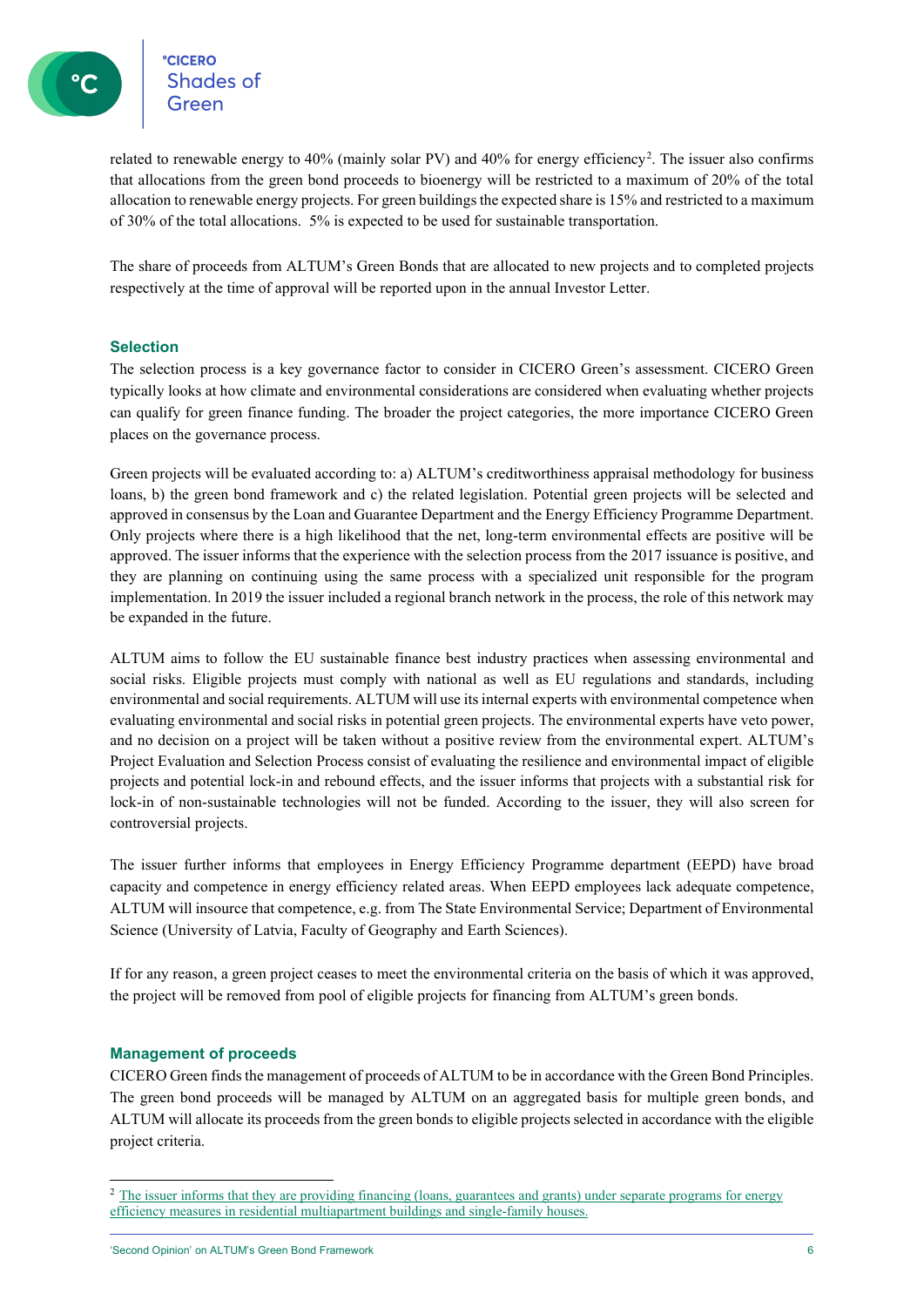related to renewable energy to 40% (mainly solar PV) and 40% for energy efficiency[2]. The issuer also confirms that allocations from the green bond proceeds to bioenergy will be restricted to a maximum of 20% of the total allocation to renewable energy projects. For green buildings the expected share is 15% and restricted to a maximum of 30% of the total allocations. 5% is expected to be used for sustainable transportation.

The share of proceeds from ALTUM's Green Bonds that are allocated to new projects and to completed projects respectively at the time of approval will be reported upon in the annual Investor Letter.

## Selection

The selection process is a key governance factor to consider in CICERO Green's assessment. CICERO Green typically looks at how climate and environmental considerations are considered when evaluating whether projects can qualify for green finance funding. The broader the project categories, the more importance CICERO Green places on the governance process.

Green projects will be evaluated according to: a) ALTUM's creditworthiness appraisal methodology for business loans, b) the green bond framework and c) the related legislation. Potential green projects will be selected and approved in consensus by the Loan and Guarantee Department and the Energy Efficiency Programme Department. Only projects where there is a high likelihood that the net, long-term environmental effects are positive will be approved. The issuer informs that the experience with the selection process from the 2017 issuance is positive, and they are planning on continuing using the same process with a specialized unit responsible for the program implementation. In 2019 the issuer included a regional branch network in the process, the role of this network may be expanded in the future.

ALTUM aims to follow the EU sustainable finance best industry practices when assessing environmental and social risks. Eligible projects must comply with national as well as EU regulations and standards, including environmental and social requirements. ALTUM will use its internal experts with environmental competence when evaluating environmental and social risks in potential green projects. The environmental experts have veto power, and no decision on a project will be taken without a positive review from the environmental expert. ALTUM's Project Evaluation and Selection Process consist of evaluating the resilience and environmental impact of eligible projects and potential lock-in and rebound effects, and the issuer informs that projects with a substantial risk for lock-in of non-sustainable technologies will not be funded. According to the issuer, they will also screen for controversial projects.

The issuer further informs that employees in Energy Efficiency Programme department (EEPD) have broad capacity and competence in energy efficiency related areas. When EEPD employees lack adequate competence, ALTUM will insource that competence, e.g. from The State Environmental Service; Department of Environmental Science (University of Latvia, Faculty of Geography and Earth Sciences).

If for any reason, a green project ceases to meet the environmental criteria on the basis of which it was approved, the project will be removed from pool of eligible projects for financing from ALTUM's green bonds.

## Management of proceeds

CICERO Green finds the management of proceeds of ALTUM to be in accordance with the Green Bond Principles. The green bond proceeds will be managed by ALTUM on an aggregated basis for multiple green bonds, and ALTUM will allocate its proceeds from the green bonds to eligible projects selected in accordance with the eligible project criteria.

---

[2] The issuer informs that they are providing financing (loans, guarantees and grants) under separate programs for energy efficiency measures in residential multiapartment buildings and single-family houses.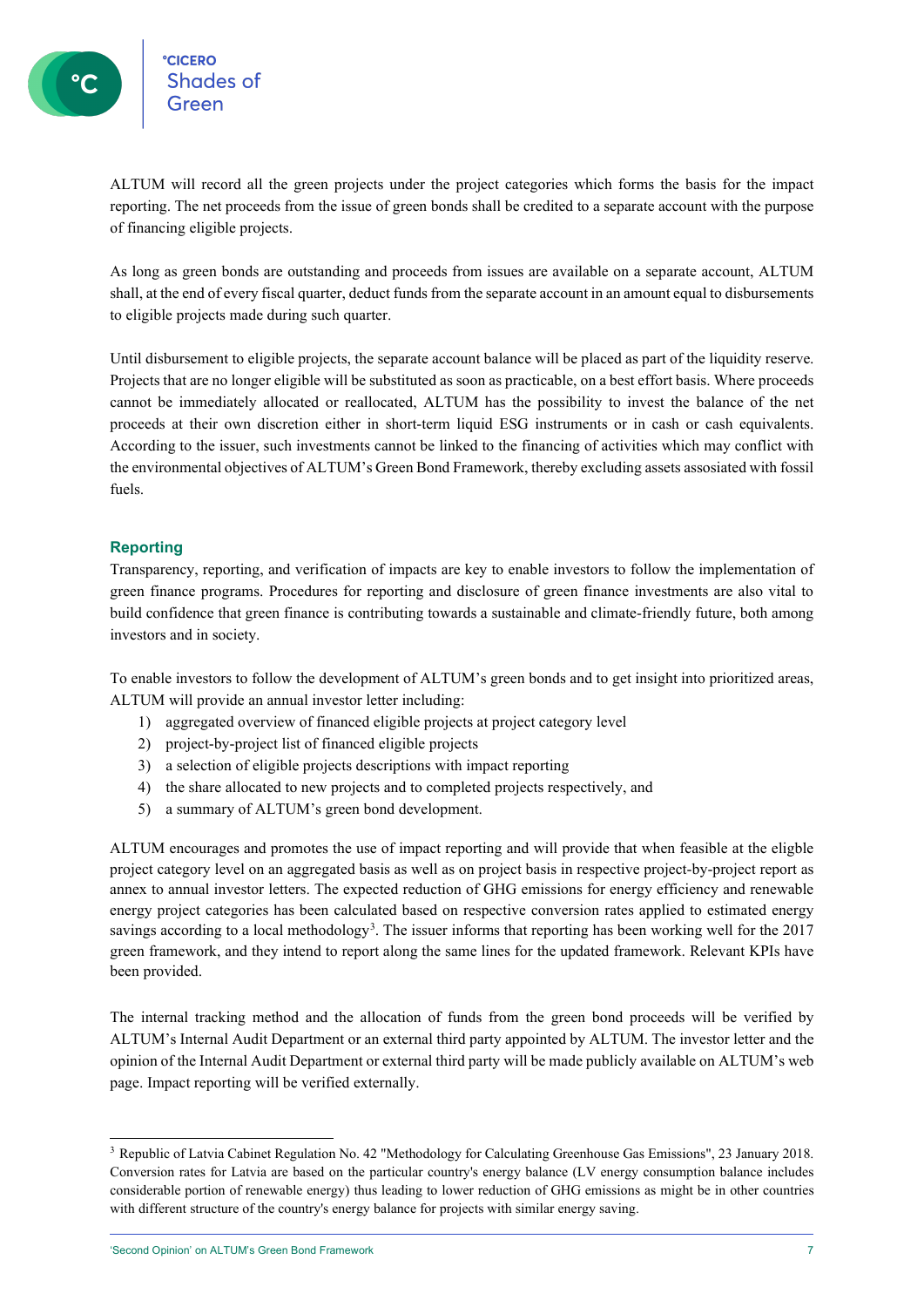ALTUM will record all the green projects under the project categories which forms the basis for the impact reporting. The net proceeds from the issue of green bonds shall be credited to a separate account with the purpose of financing eligible projects.

As long as green bonds are outstanding and proceeds from issues are available on a separate account, ALTUM shall, at the end of every fiscal quarter, deduct funds from the separate account in an amount equal to disbursements to eligible projects made during such quarter.

Until disbursement to eligible projects, the separate account balance will be placed as part of the liquidity reserve. Projects that are no longer eligible will be substituted as soon as practicable, on a best effort basis. Where proceeds cannot be immediately allocated or reallocated, ALTUM has the possibility to invest the balance of the net proceeds at their own discretion either in short-term liquid ESG instruments or in cash or cash equivalents. According to the issuer, such investments cannot be linked to the financing of activities which may conflict with the environmental objectives of ALTUM's Green Bond Framework, thereby excluding assets assosiated with fossil fuels.

## Reporting

Transparency, reporting, and verification of impacts are key to enable investors to follow the implementation of green finance programs. Procedures for reporting and disclosure of green finance investments are also vital to build confidence that green finance is contributing towards a sustainable and climate-friendly future, both among investors and in society.

To enable investors to follow the development of ALTUM's green bonds and to get insight into prioritized areas, ALTUM will provide an annual investor letter including:

1) aggregated overview of financed eligible projects at project category level
2) project-by-project list of financed eligible projects
3) a selection of eligible projects descriptions with impact reporting
4) the share allocated to new projects and to completed projects respectively, and
5) a summary of ALTUM's green bond development.

ALTUM encourages and promotes the use of impact reporting and will provide that when feasible at the eligble project category level on an aggregated basis as well as on project basis in respective project-by-project report as annex to annual investor letters. The expected reduction of GHG emissions for energy efficiency and renewable energy project categories has been calculated based on respective conversion rates applied to estimated energy savings according to a local methodology[3]. The issuer informs that reporting has been working well for the 2017 green framework, and they intend to report along the same lines for the updated framework. Relevant KPIs have been provided.

The internal tracking method and the allocation of funds from the green bond proceeds will be verified by ALTUM's Internal Audit Department or an external third party appointed by ALTUM. The investor letter and the opinion of the Internal Audit Department or external third party will be made publicly available on ALTUM's web page. Impact reporting will be verified externally.

---

[3] Republic of Latvia Cabinet Regulation No. 42 "Methodology for Calculating Greenhouse Gas Emissions", 23 January 2018. Conversion rates for Latvia are based on the particular country's energy balance (LV energy consumption balance includes considerable portion of renewable energy) thus leading to lower reduction of GHG emissions as might be in other countries with different structure of the country's energy balance for projects with similar energy saving.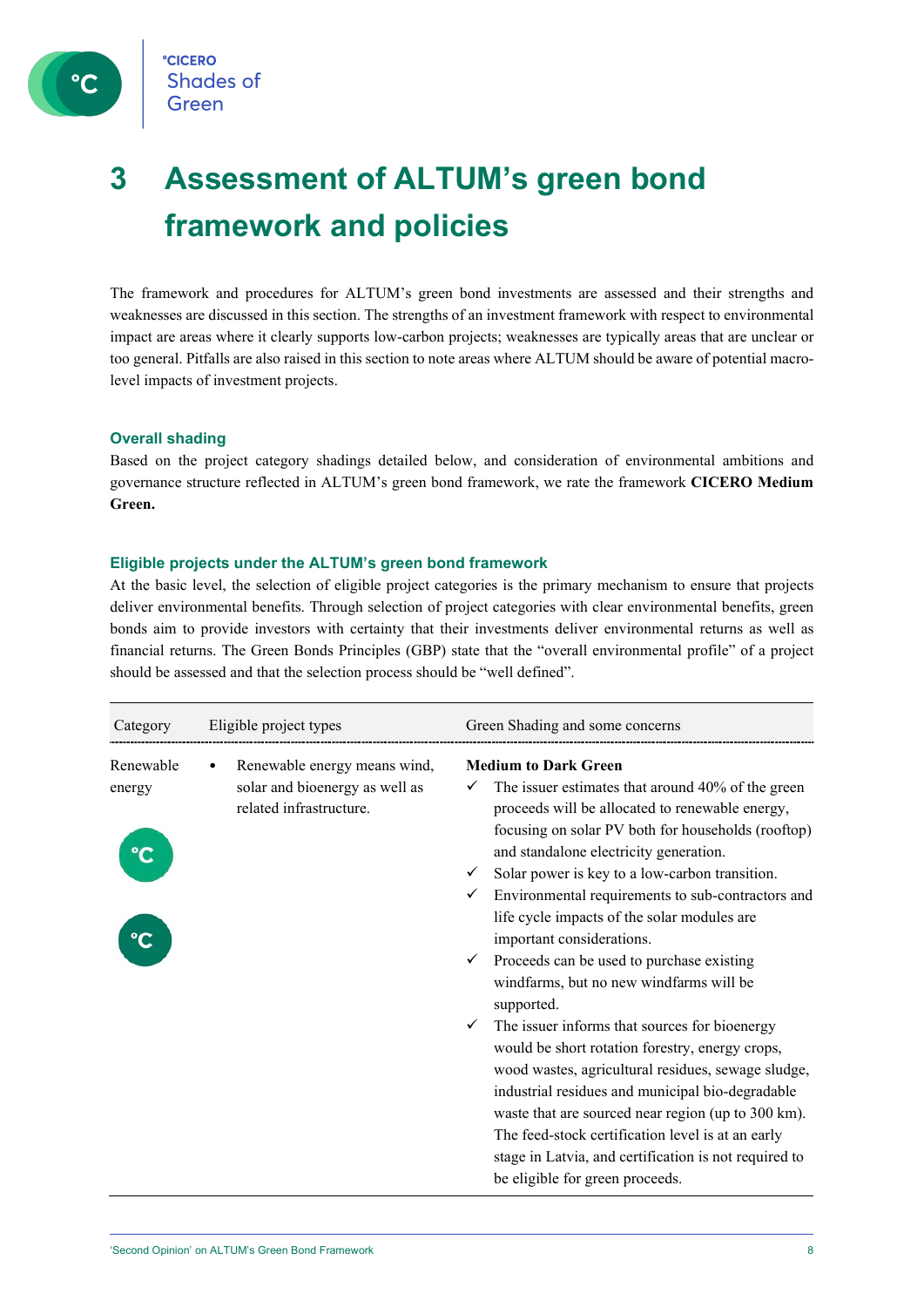# 3 Assessment of ALTUM's green bond framework and policies

The framework and procedures for ALTUM's green bond investments are assessed and their strengths and weaknesses are discussed in this section. The strengths of an investment framework with respect to environmental impact are areas where it clearly supports low-carbon projects; weaknesses are typically areas that are unclear or too general. Pitfalls are also raised in this section to note areas where ALTUM should be aware of potential macro-level impacts of investment projects.

### Overall shading

Based on the project category shadings detailed below, and consideration of environmental ambitions and governance structure reflected in ALTUM's green bond framework, we rate the framework **CICERO Medium Green.**

### Eligible projects under the ALTUM's green bond framework

At the basic level, the selection of eligible project categories is the primary mechanism to ensure that projects deliver environmental benefits. Through selection of project categories with clear environmental benefits, green bonds aim to provide investors with certainty that their investments deliver environmental returns as well as financial returns. The Green Bonds Principles (GBP) state that the "overall environmental profile" of a project should be assessed and that the selection process should be "well defined".

| Category | Eligible project types | Green Shading and some concerns |
|---|---|---|
| Renewable energy | • Renewable energy means wind, solar and bioenergy as well as related infrastructure. | **Medium to Dark Green**<br>✓ The issuer estimates that around 40% of the green proceeds will be allocated to renewable energy, focusing on solar PV both for households (rooftop) and standalone electricity generation.<br>✓ Solar power is key to a low-carbon transition.<br>✓ Environmental requirements to sub-contractors and life cycle impacts of the solar modules are important considerations.<br>✓ Proceeds can be used to purchase existing windfarms, but no new windfarms will be supported.<br>✓ The issuer informs that sources for bioenergy would be short rotation forestry, energy crops, wood wastes, agricultural residues, sewage sludge, industrial residues and municipal bio-degradable waste that are sourced near region (up to 300 km). The feed-stock certification level is at an early stage in Latvia, and certification is not required to be eligible for green proceeds. |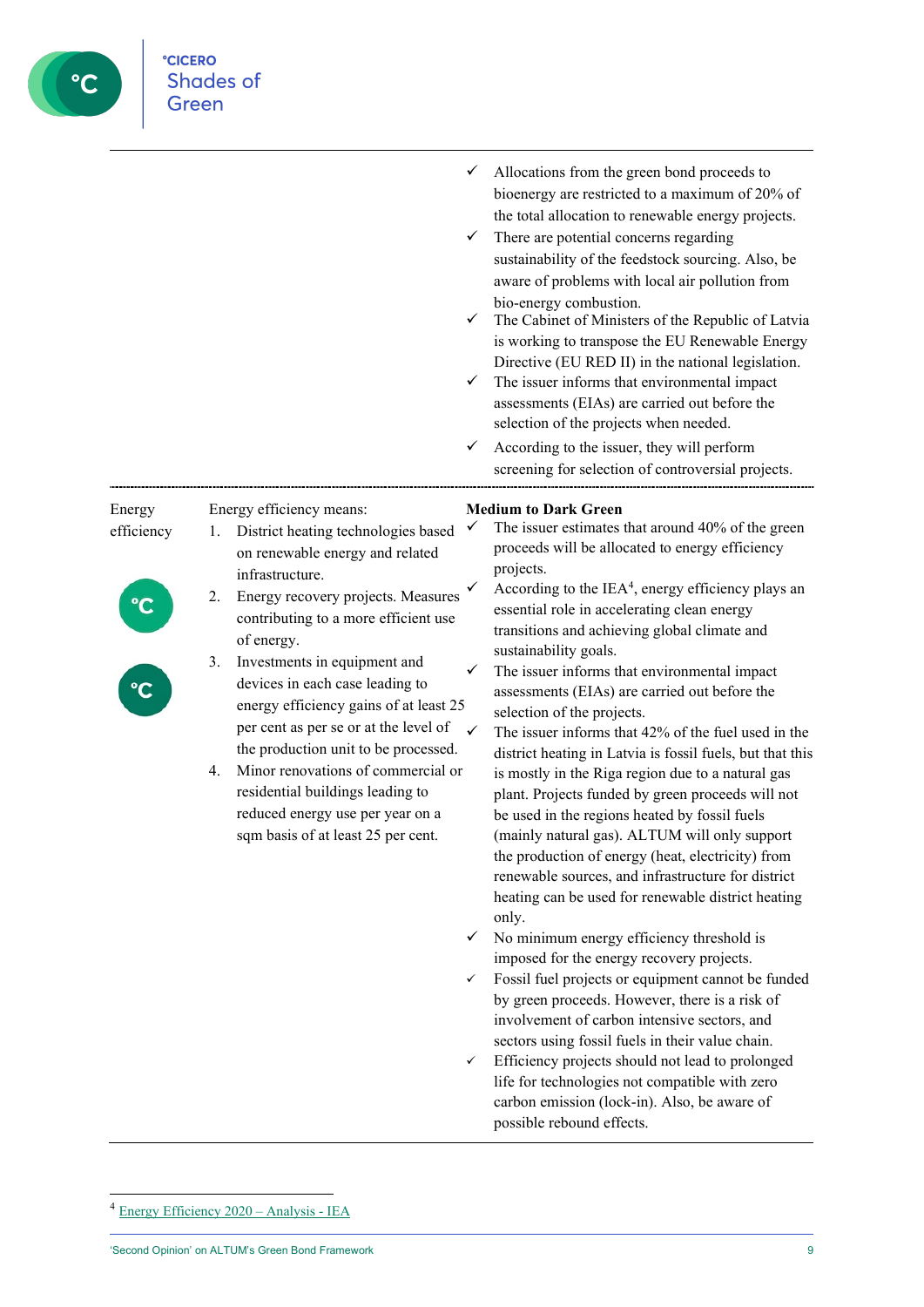| | | |
|---|---|---|
| | | ✓ Allocations from the green bond proceeds to bioenergy are restricted to a maximum of 20% of the total allocation to renewable energy projects.<br>✓ There are potential concerns regarding sustainability of the feedstock sourcing. Also, be aware of problems with local air pollution from bio-energy combustion.<br>✓ The Cabinet of Ministers of the Republic of Latvia is working to transpose the EU Renewable Energy Directive (EU RED II) in the national legislation.<br>✓ The issuer informs that environmental impact assessments (EIAs) are carried out before the selection of the projects when needed.<br>✓ According to the issuer, they will perform screening for selection of controversial projects. |
| Energy efficiency | Energy efficiency means:<br>1. District heating technologies based on renewable energy and related infrastructure.<br>2. Energy recovery projects. Measures contributing to a more efficient use of energy.<br>3. Investments in equipment and devices in each case leading to energy efficiency gains of at least 25 per cent as per se or at the level of the production unit to be processed.<br>4. Minor renovations of commercial or residential buildings leading to reduced energy use per year on a sqm basis of at least 25 per cent. | **Medium to Dark Green**<br>✓ The issuer estimates that around 40% of the green proceeds will be allocated to energy efficiency projects.<br>✓ According to the IEA[4], energy efficiency plays an essential role in accelerating clean energy transitions and achieving global climate and sustainability goals.<br>✓ The issuer informs that environmental impact assessments (EIAs) are carried out before the selection of the projects.<br>✓ The issuer informs that 42% of the fuel used in the district heating in Latvia is fossil fuels, but that this is mostly in the Riga region due to a natural gas plant. Projects funded by green proceeds will not be used in the regions heated by fossil fuels (mainly natural gas). ALTUM will only support the production of energy (heat, electricity) from renewable sources, and infrastructure for district heating can be used for renewable district heating only.<br>✓ No minimum energy efficiency threshold is imposed for the energy recovery projects.<br>✓ Fossil fuel projects or equipment cannot be funded by green proceeds. However, there is a risk of involvement of carbon intensive sectors, and sectors using fossil fuels in their value chain.<br>✓ Efficiency projects should not lead to prolonged life for technologies not compatible with zero carbon emission (lock-in). Also, be aware of possible rebound effects. |

[4] Energy Efficiency 2020 – Analysis - IEA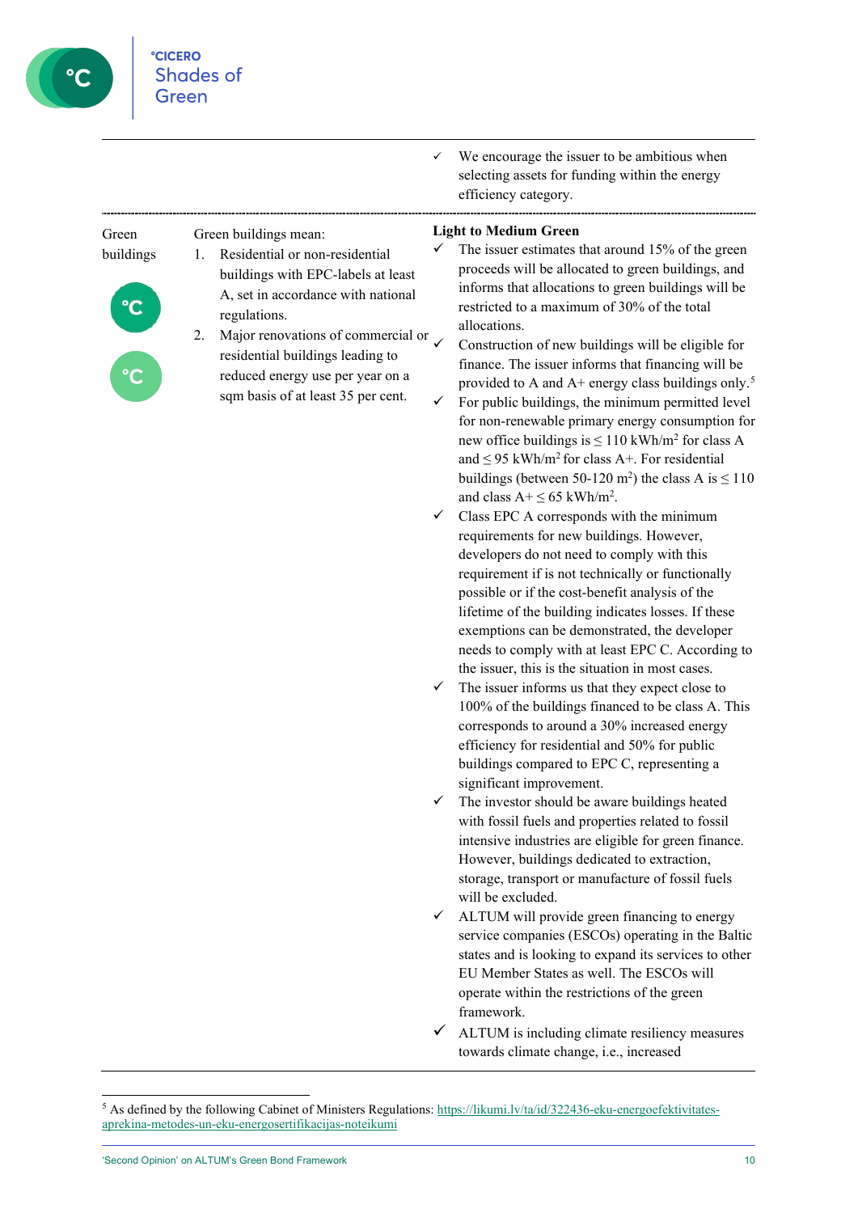| | | |
|---|---|---|
| | | ✓ We encourage the issuer to be ambitious when selecting assets for funding within the energy efficiency category. |
| Green buildings | Green buildings mean:<br>1. Residential or non-residential buildings with EPC-labels at least A, set in accordance with national regulations.<br>2. Major renovations of commercial or residential buildings leading to reduced energy use per year on a sqm basis of at least 35 per cent. | **Light to Medium Green**<br>✓ The issuer estimates that around 15% of the green proceeds will be allocated to green buildings, and informs that allocations to green buildings will be restricted to a maximum of 30% of the total allocations.<br>✓ Construction of new buildings will be eligible for finance. The issuer informs that financing will be provided to A and A+ energy class buildings only.[5]<br>✓ For public buildings, the minimum permitted level for non-renewable primary energy consumption for new office buildings is ≤ 110 kWh/m$^2$ for class A and ≤ 95 kWh/m$^2$ for class A+. For residential buildings (between 50-120 m$^2$) the class A is ≤ 110 and class A+ ≤ 65 kWh/m$^2$.<br>✓ Class EPC A corresponds with the minimum requirements for new buildings. However, developers do not need to comply with this requirement if is not technically or functionally possible or if the cost-benefit analysis of the lifetime of the building indicates losses. If these exemptions can be demonstrated, the developer needs to comply with at least EPC C. According to the issuer, this is the situation in most cases.<br>✓ The issuer informs us that they expect close to 100% of the buildings financed to be class A. This corresponds to around a 30% increased energy efficiency for residential and 50% for public buildings compared to EPC C, representing a significant improvement.<br>✓ The investor should be aware buildings heated with fossil fuels and properties related to fossil intensive industries are eligible for green finance. However, buildings dedicated to extraction, storage, transport or manufacture of fossil fuels will be excluded.<br>✓ ALTUM will provide green financing to energy service companies (ESCOs) operating in the Baltic states and is looking to expand its services to other EU Member States as well. The ESCOs will operate within the restrictions of the green framework.<br>✓ ALTUM is including climate resiliency measures towards climate change, i.e., increased |

[5] As defined by the following Cabinet of Ministers Regulations: https://likumi.lv/ta/id/322436-eku-energoefektivitates-aprekina-metodes-un-eku-energosertifikacijas-noteikumi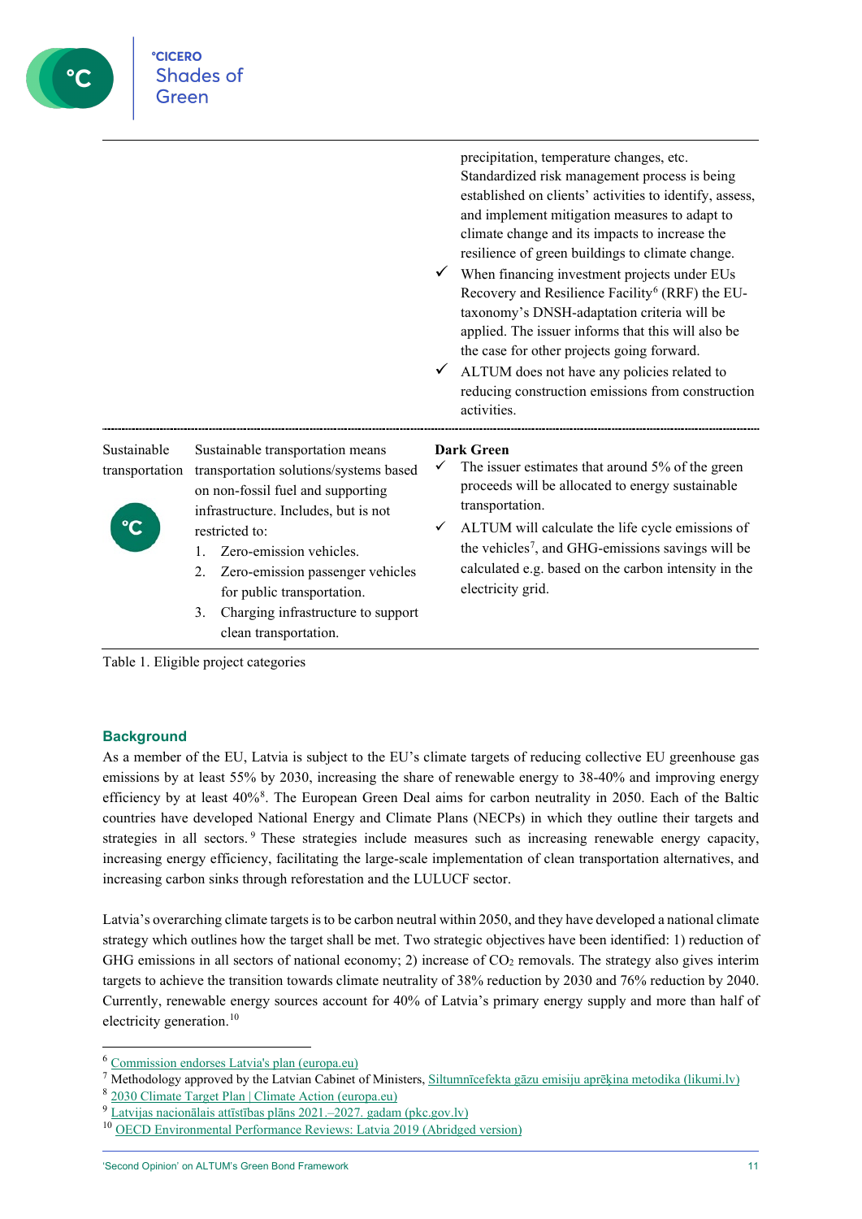| | | |
|---|---|---|
| | | precipitation, temperature changes, etc. Standardized risk management process is being established on clients' activities to identify, assess, and implement mitigation measures to adapt to climate change and its impacts to increase the resilience of green buildings to climate change.<br>✓ When financing investment projects under EUs Recovery and Resilience Facility[6] (RRF) the EU-taxonomy's DNSH-adaptation criteria will be applied. The issuer informs that this will also be the case for other projects going forward.<br>✓ ALTUM does not have any policies related to reducing construction emissions from construction activities. |
| Sustainable transportation | Sustainable transportation means transportation solutions/systems based on non-fossil fuel and supporting infrastructure. Includes, but is not restricted to:<br>1. Zero-emission vehicles.<br>2. Zero-emission passenger vehicles for public transportation.<br>3. Charging infrastructure to support clean transportation. | **Dark Green**<br>✓ The issuer estimates that around 5% of the green proceeds will be allocated to energy sustainable transportation.<br>✓ ALTUM will calculate the life cycle emissions of the vehicles[7], and GHG-emissions savings will be calculated e.g. based on the carbon intensity in the electricity grid. |

Table 1. Eligible project categories

## Background

As a member of the EU, Latvia is subject to the EU's climate targets of reducing collective EU greenhouse gas emissions by at least 55% by 2030, increasing the share of renewable energy to 38-40% and improving energy efficiency by at least 40%[8]. The European Green Deal aims for carbon neutrality in 2050. Each of the Baltic countries have developed National Energy and Climate Plans (NECPs) in which they outline their targets and strategies in all sectors.[9] These strategies include measures such as increasing renewable energy capacity, increasing energy efficiency, facilitating the large-scale implementation of clean transportation alternatives, and increasing carbon sinks through reforestation and the LULUCF sector.

Latvia's overarching climate targets is to be carbon neutral within 2050, and they have developed a national climate strategy which outlines how the target shall be met. Two strategic objectives have been identified: 1) reduction of GHG emissions in all sectors of national economy; 2) increase of $CO_2$ removals. The strategy also gives interim targets to achieve the transition towards climate neutrality of 38% reduction by 2030 and 76% reduction by 2040. Currently, renewable energy sources account for 40% of Latvia's primary energy supply and more than half of electricity generation.[10]

---

[6] Commission endorses Latvia's plan (europa.eu)
[7] Methodology approved by the Latvian Cabinet of Ministers, Siltumnīcefekta gāzu emisiju aprēķina metodika (likumi.lv)
[8] 2030 Climate Target Plan | Climate Action (europa.eu)
[9] Latvijas nacionālais attīstības plāns 2021.–2027. gadam (pkc.gov.lv)
[10] OECD Environmental Performance Reviews: Latvia 2019 (Abridged version)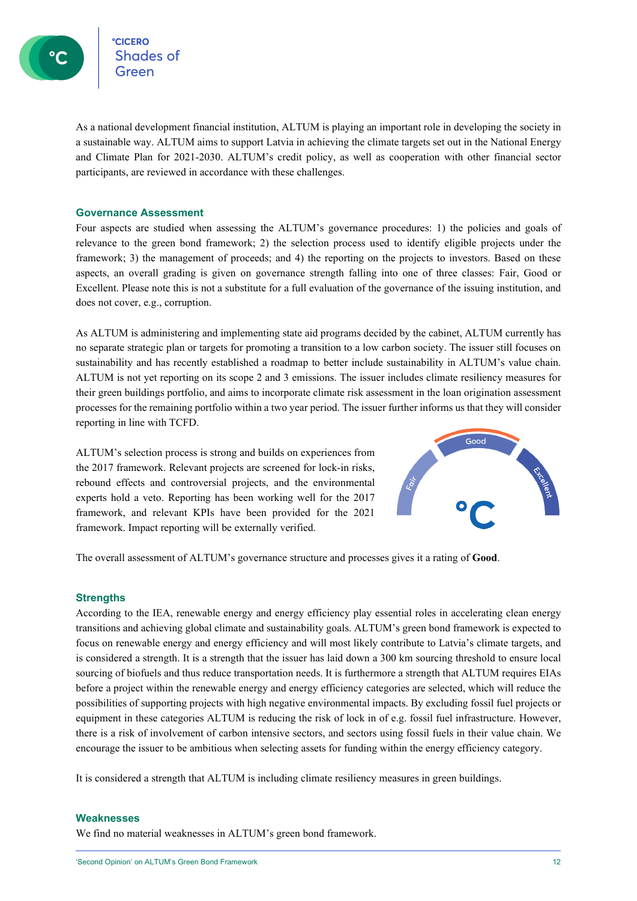As a national development financial institution, ALTUM is playing an important role in developing the society in a sustainable way. ALTUM aims to support Latvia in achieving the climate targets set out in the National Energy and Climate Plan for 2021-2030. ALTUM's credit policy, as well as cooperation with other financial sector participants, are reviewed in accordance with these challenges.

## Governance Assessment

Four aspects are studied when assessing the ALTUM's governance procedures: 1) the policies and goals of relevance to the green bond framework; 2) the selection process used to identify eligible projects under the framework; 3) the management of proceeds; and 4) the reporting on the projects to investors. Based on these aspects, an overall grading is given on governance strength falling into one of three classes: Fair, Good or Excellent. Please note this is not a substitute for a full evaluation of the governance of the issuing institution, and does not cover, e.g., corruption.

As ALTUM is administering and implementing state aid programs decided by the cabinet, ALTUM currently has no separate strategic plan or targets for promoting a transition to a low carbon society. The issuer still focuses on sustainability and has recently established a roadmap to better include sustainability in ALTUM's value chain. ALTUM is not yet reporting on its scope 2 and 3 emissions. The issuer includes climate resiliency measures for their green buildings portfolio, and aims to incorporate climate risk assessment in the loan origination assessment processes for the remaining portfolio within a two year period. The issuer further informs us that they will consider reporting in line with TCFD.

ALTUM's selection process is strong and builds on experiences from the 2017 framework. Relevant projects are screened for lock-in risks, rebound effects and controversial projects, and the environmental experts hold a veto. Reporting has been working well for the 2017 framework, and relevant KPIs have been provided for the 2021 framework. Impact reporting will be externally verified.

The overall assessment of ALTUM's governance structure and processes gives it a rating of **Good**.

## Strengths

According to the IEA, renewable energy and energy efficiency play essential roles in accelerating clean energy transitions and achieving global climate and sustainability goals. ALTUM's green bond framework is expected to focus on renewable energy and energy efficiency and will most likely contribute to Latvia's climate targets, and is considered a strength. It is a strength that the issuer has laid down a 300 km sourcing threshold to ensure local sourcing of biofuels and thus reduce transportation needs. It is furthermore a strength that ALTUM requires EIAs before a project within the renewable energy and energy efficiency categories are selected, which will reduce the possibilities of supporting projects with high negative environmental impacts. By excluding fossil fuel projects or equipment in these categories ALTUM is reducing the risk of lock in of e.g. fossil fuel infrastructure. However, there is a risk of involvement of carbon intensive sectors, and sectors using fossil fuels in their value chain. We encourage the issuer to be ambitious when selecting assets for funding within the energy efficiency category.

It is considered a strength that ALTUM is including climate resiliency measures in green buildings.

## Weaknesses

We find no material weaknesses in ALTUM's green bond framework.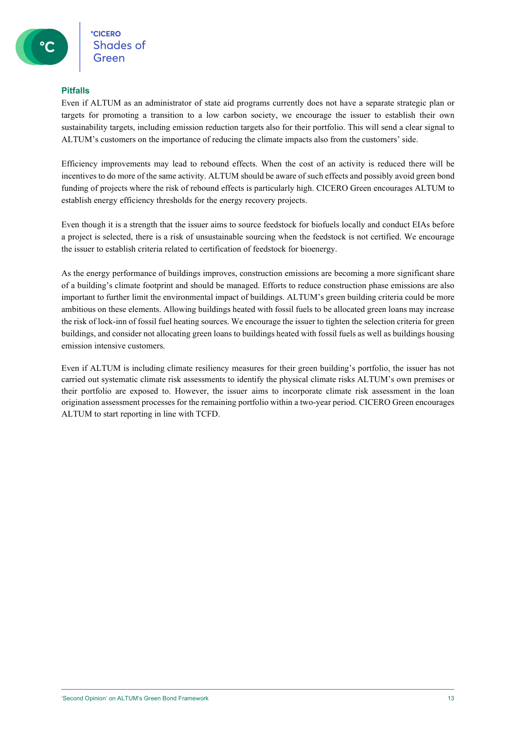### Pitfalls

Even if ALTUM as an administrator of state aid programs currently does not have a separate strategic plan or targets for promoting a transition to a low carbon society, we encourage the issuer to establish their own sustainability targets, including emission reduction targets also for their portfolio. This will send a clear signal to ALTUM's customers on the importance of reducing the climate impacts also from the customers' side.

Efficiency improvements may lead to rebound effects. When the cost of an activity is reduced there will be incentives to do more of the same activity. ALTUM should be aware of such effects and possibly avoid green bond funding of projects where the risk of rebound effects is particularly high. CICERO Green encourages ALTUM to establish energy efficiency thresholds for the energy recovery projects.

Even though it is a strength that the issuer aims to source feedstock for biofuels locally and conduct EIAs before a project is selected, there is a risk of unsustainable sourcing when the feedstock is not certified. We encourage the issuer to establish criteria related to certification of feedstock for bioenergy.

As the energy performance of buildings improves, construction emissions are becoming a more significant share of a building's climate footprint and should be managed. Efforts to reduce construction phase emissions are also important to further limit the environmental impact of buildings. ALTUM's green building criteria could be more ambitious on these elements. Allowing buildings heated with fossil fuels to be allocated green loans may increase the risk of lock-inn of fossil fuel heating sources. We encourage the issuer to tighten the selection criteria for green buildings, and consider not allocating green loans to buildings heated with fossil fuels as well as buildings housing emission intensive customers.

Even if ALTUM is including climate resiliency measures for their green building's portfolio, the issuer has not carried out systematic climate risk assessments to identify the physical climate risks ALTUM's own premises or their portfolio are exposed to. However, the issuer aims to incorporate climate risk assessment in the loan origination assessment processes for the remaining portfolio within a two-year period. CICERO Green encourages ALTUM to start reporting in line with TCFD.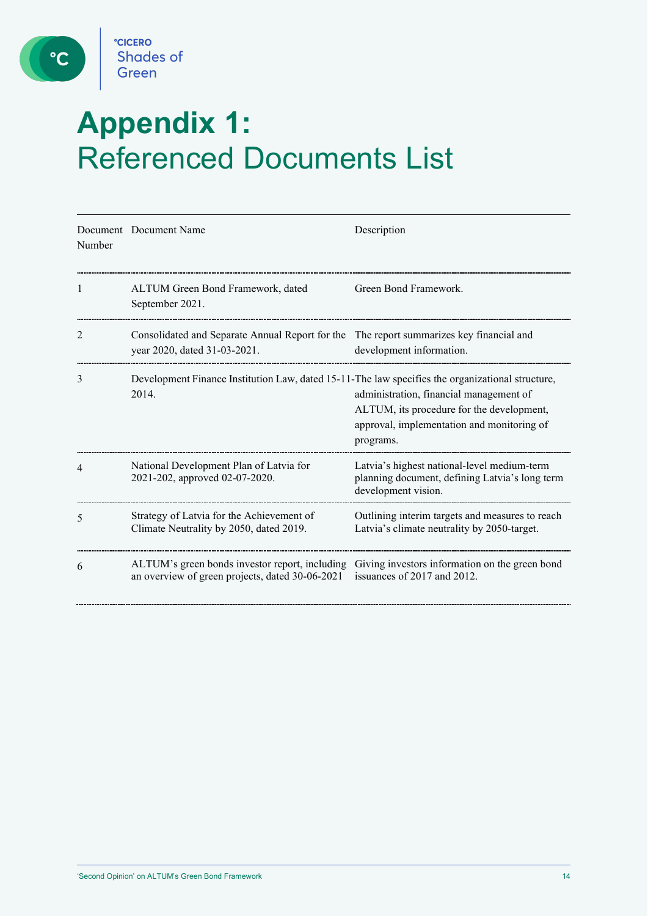# Appendix 1: Referenced Documents List

| Document Number | Document Name | Description |
|---|---|---|
| 1 | ALTUM Green Bond Framework, dated September 2021. | Green Bond Framework. |
| 2 | Consolidated and Separate Annual Report for the year 2020, dated 31-03-2021. | The report summarizes key financial and development information. |
| 3 | Development Finance Institution Law, dated 15-11-2014. | The law specifies the organizational structure, administration, financial management of ALTUM, its procedure for the development, approval, implementation and monitoring of programs. |
| 4 | National Development Plan of Latvia for 2021-202, approved 02-07-2020. | Latvia's highest national-level medium-term planning document, defining Latvia's long term development vision. |
| 5 | Strategy of Latvia for the Achievement of Climate Neutrality by 2050, dated 2019. | Outlining interim targets and measures to reach Latvia's climate neutrality by 2050-target. |
| 6 | ALTUM's green bonds investor report, including an overview of green projects, dated 30-06-2021 | Giving investors information on the green bond issuances of 2017 and 2012. |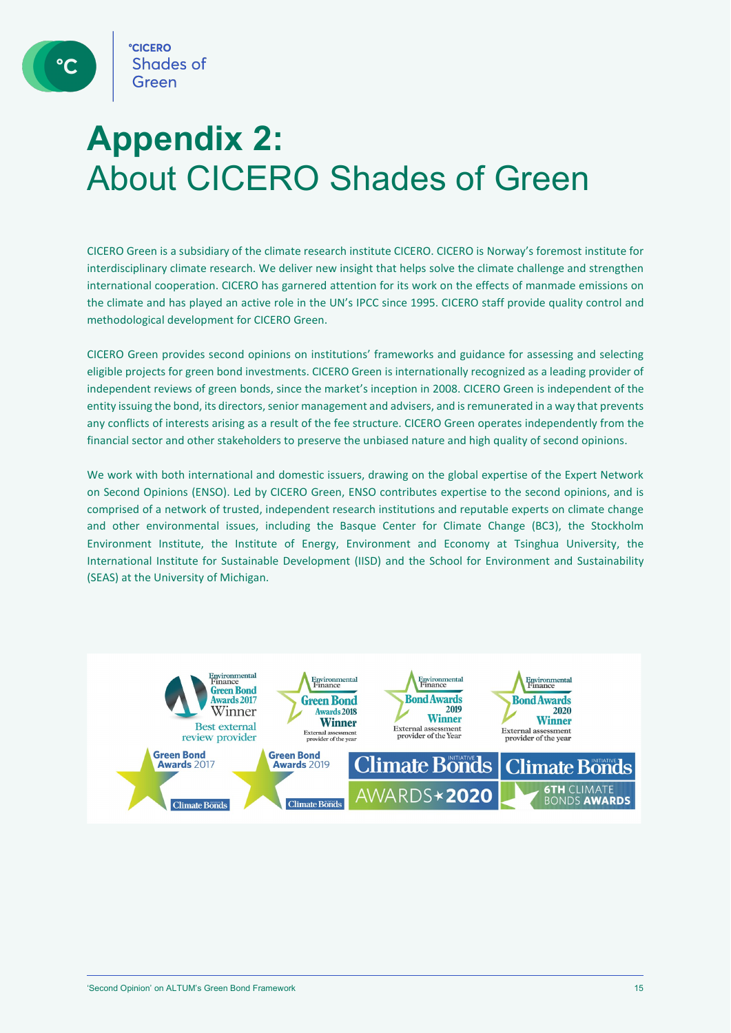# Appendix 2: About CICERO Shades of Green

CICERO Green is a subsidiary of the climate research institute CICERO. CICERO is Norway's foremost institute for interdisciplinary climate research. We deliver new insight that helps solve the climate challenge and strengthen international cooperation. CICERO has garnered attention for its work on the effects of manmade emissions on the climate and has played an active role in the UN's IPCC since 1995. CICERO staff provide quality control and methodological development for CICERO Green.

CICERO Green provides second opinions on institutions' frameworks and guidance for assessing and selecting eligible projects for green bond investments. CICERO Green is internationally recognized as a leading provider of independent reviews of green bonds, since the market's inception in 2008. CICERO Green is independent of the entity issuing the bond, its directors, senior management and advisers, and is remunerated in a way that prevents any conflicts of interests arising as a result of the fee structure. CICERO Green operates independently from the financial sector and other stakeholders to preserve the unbiased nature and high quality of second opinions.

We work with both international and domestic issuers, drawing on the global expertise of the Expert Network on Second Opinions (ENSO). Led by CICERO Green, ENSO contributes expertise to the second opinions, and is comprised of a network of trusted, independent research institutions and reputable experts on climate change and other environmental issues, including the Basque Center for Climate Change (BC3), the Stockholm Environment Institute, the Institute of Energy, Environment and Economy at Tsinghua University, the International Institute for Sustainable Development (IISD) and the School for Environment and Sustainability (SEAS) at the University of Michigan.